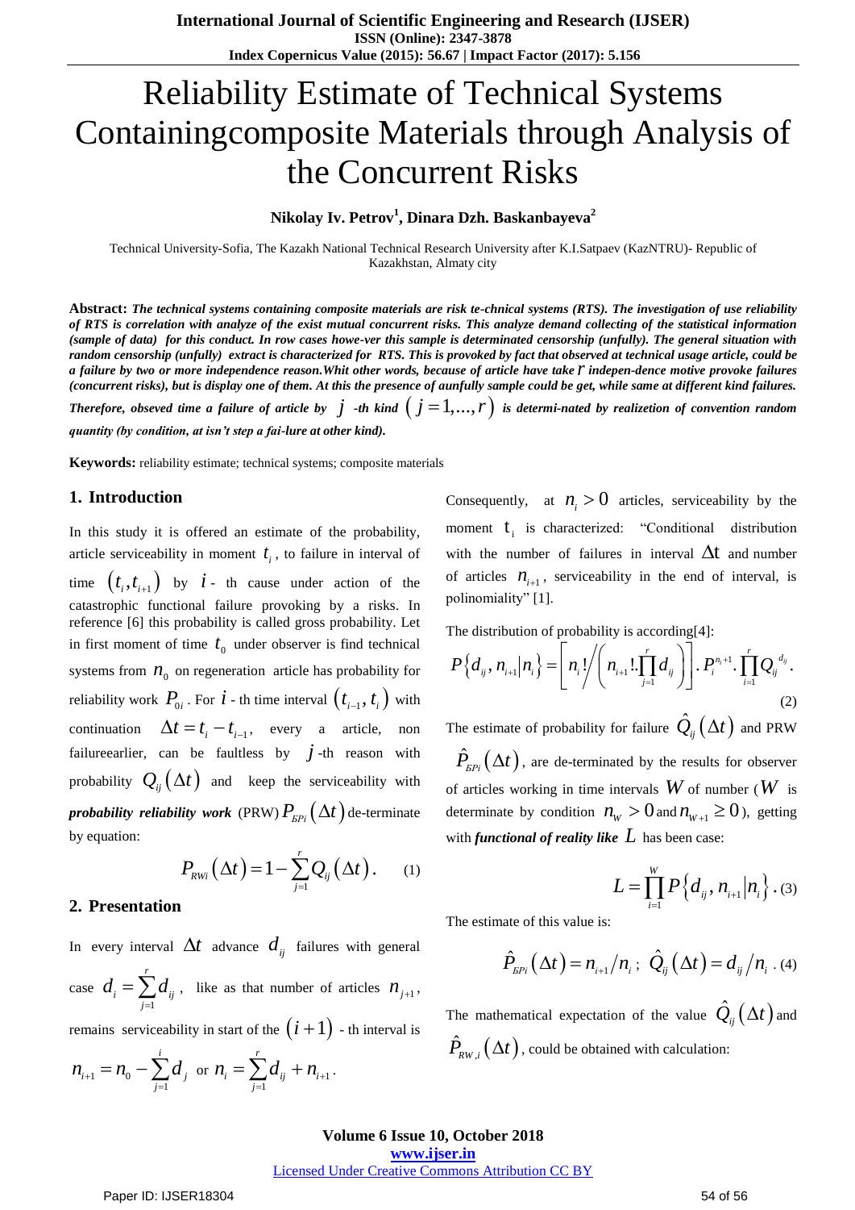# Reliability Estimate of Technical Systems Containingcomposite Materials through Analysis of the Concurrent Risks

**Nikolay Iv. Petrov[1], Dinara Dzh. Baskanbayeva[2]**

Technical University-Sofia, The Kazakh National Technical Research University after K.I.Satpaev (KazNTRU)- Republic of Kazakhstan, Almaty city

**Abstract:** ***The technical systems containing composite materials are risk te-chnical systems (RTS). The investigation of use reliability of RTS is correlation with analyze of the exist mutual concurrent risks. This analyze demand collecting of the statistical information (sample of data) for this conduct. In row cases howe-ver this sample is determinated censorship (unfully). The general situation with random censorship (unfully) extract is characterized for RTS. This is provoked by fact that observed at technical usage article, could be a failure by two or more independence reason.Whit other words, because of article have take $r$ indepen-dence motive provoke failures (concurrent risks), but is display one of them. At this the presence of aunfully sample could be get, while same at different kind failures. Therefore, obseved time a failure of article by $j$ -th kind $(j = 1,...,r)$ is determi-nated by realizetion of convention random quantity (by condition, at isn't step a fai-lure at other kind).***

**Keywords:** reliability estimate; technical systems; composite materials

## 1. Introduction

In this study it is offered an estimate of the probability, article serviceability in moment $t_i$, to failure in interval of time $(t_i, t_{i+1})$ by $i$ - th cause under action of the catastrophic functional failure provoking by a risks. In reference [6] this probability is called gross probability. Let in first moment of time $t_0$ under observer is find technical systems from $n_0$ on regeneration article has probability for reliability work $P_{0i}$. For $i$ - th time interval $(t_{i-1}, t_i)$ with continuation $\Delta t = t_i - t_{i-1}$, every a article, non failureearlier, can be faultless by $j$-th reason with probability $Q_{ij}(\Delta t)$ and keep the serviceability with ***probability reliability work*** (PRW) $P_{БPi}(\Delta t)$ de-terminate by equation:

$$P_{RWi}(\Delta t) = 1 - \sum_{j=1}^{r} Q_{ij}(\Delta t). \quad (1)$$

## 2. Presentation

In every interval $\Delta t$ advance $d_{ij}$ failures with general case $d_i = \sum_{j=1}^{r} d_{ij}$, like as that number of articles $n_{j+1}$, remains serviceability in start of the $(i+1)$ - th interval is $n_{i+1} = n_0 - \sum_{j=1}^{i} d_j$ or $n_i = \sum_{j=1}^{r} d_{ij} + n_{i+1}$.

Consequently, at $n_i > 0$ articles, serviceability by the moment $t_i$ is characterized: "Conditional distribution with the number of failures in interval $\Delta t$ and number of articles $n_{i+1}$, serviceability in the end of interval, is polinomiality" [1].

The distribution of probability is according[4]:

$$P\{d_{ij}, n_{i+1} | n_i\} = \left[ n_i! \middle/ \left( n_{i+1}! \cdot \prod_{j=1}^{r} d_{ij} \right) \right] \cdot P_i^{n_i+1} \cdot \prod_{i=1}^{r} Q_{ij}^{d_{ij}}. \quad (2)$$

The estimate of probability for failure $\hat{Q}_{ij}(\Delta t)$ and PRW $\hat{P}_{БPi}(\Delta t)$, are de-terminated by the results for observer of articles working in time intervals $W$ of number ($W$ is determinate by condition $n_W > 0$ and $n_{W+1} \geq 0$), getting with ***functional of reality like*** $L$ has been case:

$$L = \prod_{i=1}^{W} P\{d_{ij}, n_{i+1} | n_i\}. \quad (3)$$

The estimate of this value is:

$$\hat{P}_{БPi}(\Delta t) = n_{i+1}/n_i; \ \hat{Q}_{ij}(\Delta t) = d_{ij}/n_i. \quad (4)$$

The mathematical expectation of the value $\hat{Q}_{ij}(\Delta t)$ and $\hat{P}_{RW,i}(\Delta t)$, could be obtained with calculation: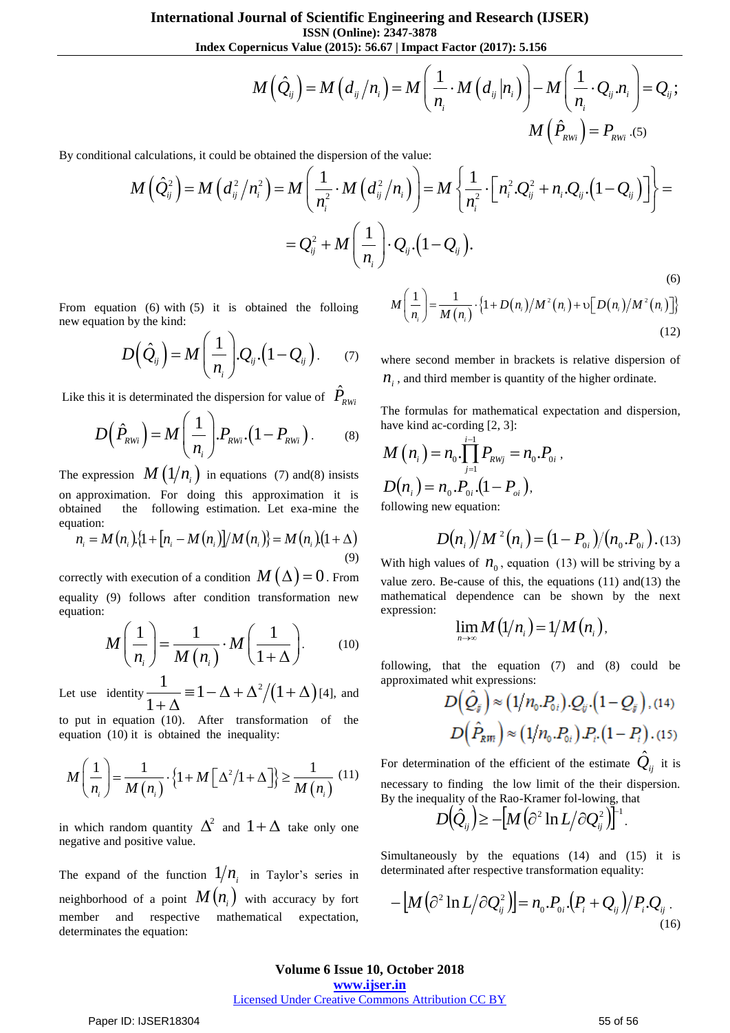$$M\left(\hat{Q}_{ij}\right) = M\left(d_{ij}/n_i\right) = M\left(\frac{1}{n_i}\cdot M\left(d_{ij}\left|n_i\right.\right)\right) - M\left(\frac{1}{n_i}\cdot Q_{ij}.n_i\right) = Q_{ij};$$

$$M\left(\hat{P}_{RWi}\right) = P_{RWi} \quad (5)$$

By conditional calculations, it could be obtained the dispersion of the value:

$$M\left(\hat{Q}_{ij}^2\right) = M\left(d_{ij}^2/n_i^2\right) = M\left(\frac{1}{n_i^2}\cdot M\left(d_{ij}^2/n_i\right)\right) = M\left\{\frac{1}{n_i^2}\cdot\left[n_i^2.Q_{ij}^2 + n_i.Q_{ij}.\left(1-Q_{ij}\right)\right]\right\} =$$

$$= Q_{ij}^2 + M\left(\frac{1}{n_i}\right)\cdot Q_{ij}.\left(1-Q_{ij}\right). \quad (6)$$

From equation (6) with (5) it is obtained the folloing new equation by the kind:

$$D\left(\hat{Q}_{ij}\right) = M\left(\frac{1}{n_i}\right).Q_{ij}.\left(1-Q_{ij}\right). \quad (7)$$

Like this it is determinated the dispersion for value of $\hat{P}_{RWi}$

$$D\left(\hat{P}_{RWi}\right) = M\left(\frac{1}{n_i}\right).P_{RWi}.\left(1-P_{RWi}\right). \quad (8)$$

The expression $M\left(1/n_i\right)$ in equations (7) and(8) insists on approximation. For doing this approximation it is obtained the following estimation. Let exa-mine the equation:

$$n_i = M\left(n_i\right).\left\{1+\left[n_i - M\left(n_i\right)\right]/M\left(n_i\right)\right\} = M\left(n_i\right).\left(1+\Delta\right) \quad (9)$$

correctly with execution of a condition $M\left(\Delta\right)=0$. From equality (9) follows after condition transformation new equation:

$$M\left(\frac{1}{n_i}\right) = \frac{1}{M\left(n_i\right)}\cdot M\left(\frac{1}{1+\Delta}\right). \quad (10)$$

Let use identity $\dfrac{1}{1+\Delta} \equiv 1-\Delta+\Delta^2/\left(1+\Delta\right)$ [4], and to put in equation (10). After transformation of the equation (10) it is obtained the inequality:

$$M\left(\frac{1}{n_i}\right) = \frac{1}{M\left(n_i\right)}\cdot\left\{1+M\left[\Delta^2/1+\Delta\right]\right\} \geq \frac{1}{M\left(n_i\right)} \quad (11)$$

in which random quantity $\Delta^2$ and $1+\Delta$ take only one negative and positive value.

The expand of the function $1/n_i$ in Taylor's series in neighborhood of a point $M\left(n_i\right)$ with accuracy by fort member and respective mathematical expectation, determinates the equation:

$$M\left(\frac{1}{n_i}\right) = \frac{1}{M\left(n_i\right)}\cdot\left\{1+D\left(n_i\right)/M^2\left(n_i\right)+\upsilon\left[D\left(n_i\right)/M^2\left(n_i\right)\right]\right\} \quad (12)$$

where second member in brackets is relative dispersion of $n_i$, and third member is quantity of the higher ordinate.

The formulas for mathematical expectation and dispersion, have kind ac-cording [2, 3]:

$$M\left(n_i\right) = n_0.\prod_{j=1}^{i-1} P_{RWj} = n_0.P_{0i},$$

$$D\left(n_i\right) = n_0.P_{0i}.\left(1-P_{oi}\right),$$

following new equation:

$$D\left(n_i\right)/M^2\left(n_i\right) = \left(1-P_{0i}\right)/\left(n_0.P_{0i}\right). \quad (13)$$

With high values of $n_0$, equation (13) will be striving by a value zero. Be-cause of this, the equations (11) and(13) the mathematical dependence can be shown by the next expression:

$$\lim_{n\to\infty} M\left(1/n_i\right) = 1/M\left(n_i\right),$$

following, that the equation (7) and (8) could be approximated whit expressions:

$$D\left(\hat{Q}_{ij}\right) \approx \left(1/n_0.P_{0i}\right).Q_{ij}.\left(1-Q_{ij}\right), \quad (14)$$

$$D\left(\hat{P}_{RWi}\right) \approx \left(1/n_0.P_{0i}\right).P_i.\left(1-P_i\right). \quad (15)$$

For determination of the efficient of the estimate $\hat{Q}_{ij}$ it is necessary to finding the low limit of the their dispersion. By the inequality of the Rao-Kramer fol-lowing, that

$$D\left(\hat{Q}_{ij}\right) \geq -\left[M\left(\partial^2 \ln L/\partial Q_{ij}^2\right)\right]^{-1}.$$

Simultaneously by the equations (14) and (15) it is determinated after respective transformation equality:

$$-\left[M\left(\partial^2 \ln L/\partial Q_{ij}^2\right)\right] = n_0.P_{0i}.\left(P_i + Q_{ij}\right)/P_i.Q_{ij}. \quad (16)$$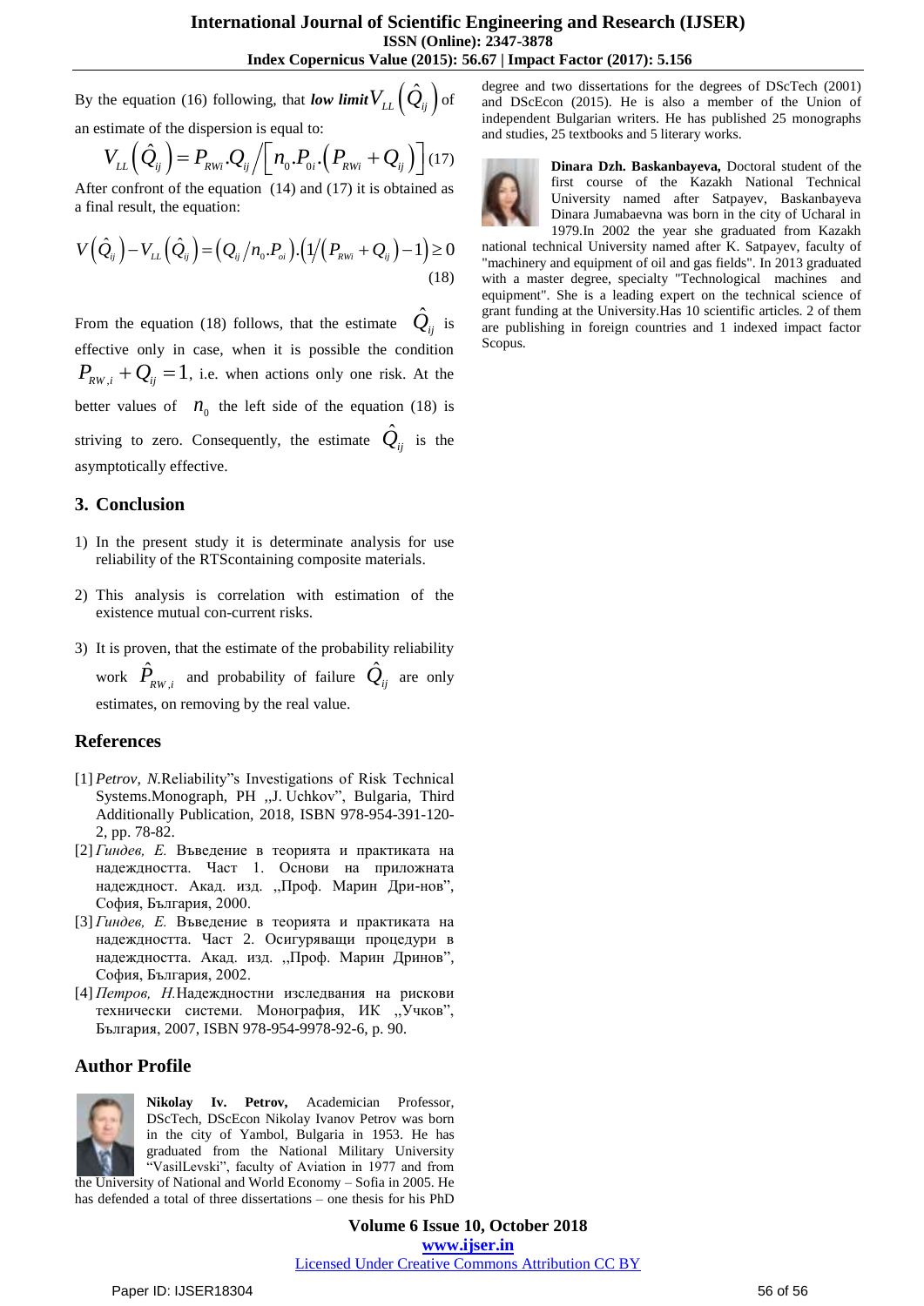By the equation (16) following, that ***low limit*** $V_{LL}\left(\hat{Q}_{ij}\right)$ of an estimate of the dispersion is equal to:

$$V_{LL}\left(\hat{Q}_{ij}\right) = P_{RWi}.Q_{ij} \Big/ \left[n_0.P_{0i}.\left(P_{RWi} + Q_{ij}\right)\right] \quad (17)$$

After confront of the equation (14) and (17) it is obtained as a final result, the equation:

$$V\left(\hat{Q}_{ij}\right) - V_{LL}\left(\hat{Q}_{ij}\right) = \left(Q_{ij}/n_0.P_{oi}\right).\left(1\Big/\left(P_{RWi} + Q_{ij}\right) - 1\right) \geq 0 \quad (18)$$

From the equation (18) follows, that the estimate $\hat{Q}_{ij}$ is effective only in case, when it is possible the condition $P_{RW,i} + Q_{ij} = 1$, i.e. when actions only one risk. At the better values of $n_0$ the left side of the equation (18) is striving to zero. Consequently, the estimate $\hat{Q}_{ij}$ is the asymptotically effective.

## 3. Conclusion

1) In the present study it is determinate analysis for use reliability of the RTScontaining composite materials.
2) This analysis is correlation with estimation of the existence mutual con-current risks.
3) It is proven, that the estimate of the probability reliability work $\hat{P}_{RW,i}$ and probability of failure $\hat{Q}_{ij}$ are only estimates, on removing by the real value.

## References

[1] *Petrov, N.*Reliability"s Investigations of Risk Technical Systems.Monograph, PH „J. Uchkov", Bulgaria, Third Additionally Publication, 2018, ISBN 978-954-391-120-2, pp. 78-82.

[2] *Гиндев, Е.* Въведение в теорията и практиката на надеждността. Част 1. Основи на приложната надеждност. Акад. изд. „Проф. Марин Дри-нов", София, България, 2000.

[3] *Гиндев, Е.* Въведение в теорията и практиката на надеждността. Част 2. Осигуряващи процедури в надеждността. Акад. изд. „Проф. Марин Дринов", София, България, 2002.

[4] *Петров, Н.*Надеждностни изследвания на рискови технически системи. Монография, ИК „Учков", България, 2007, ISBN 978-954-9978-92-6, p. 90.

## Author Profile

**Nikolay Iv. Petrov,** Academician Professor, DScTech, DScEcon Nikolay Ivanov Petrov was born in the city of Yambol, Bulgaria in 1953. He has graduated from the National Military University "VasilLevski", faculty of Aviation in 1977 and from the University of National and World Economy – Sofia in 2005. He has defended a total of three dissertations – one thesis for his PhD degree and two dissertations for the degrees of DScTech (2001) and DScEcon (2015). He is also a member of the Union of independent Bulgarian writers. He has published 25 monographs and studies, 25 textbooks and 5 literary works.

**Dinara Dzh. Baskanbayeva,** Doctoral student of the first course of the Kazakh National Technical University named after Satpayev, Baskanbayeva Dinara Jumabaevna was born in the city of Ucharal in 1979.In 2002 the year she graduated from Kazakh national technical University named after K. Satpayev, faculty of "machinery and equipment of oil and gas fields". In 2013 graduated with a master degree, specialty "Technological machines and equipment". She is a leading expert on the technical science of grant funding at the University.Has 10 scientific articles. 2 of them are publishing in foreign countries and 1 indexed impact factor Scopus.